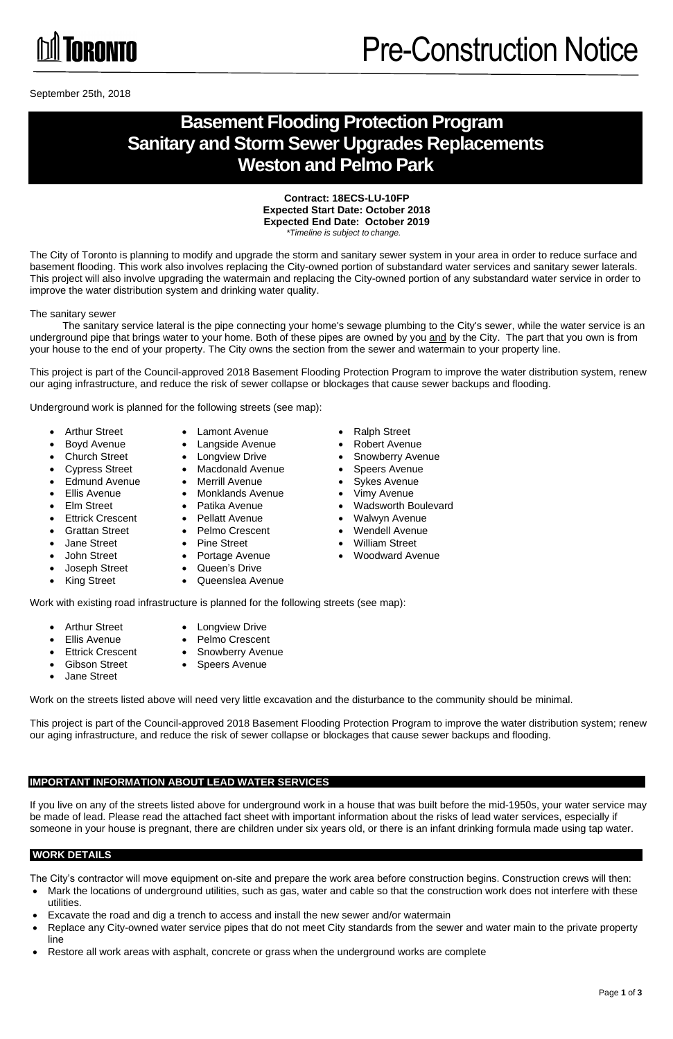TORONTO

# Pre-Construction Notice

September 25th, 2018

# Basement Flooding Protection Program
# Sanitary and Storm Sewer Upgrades Replacements
# Weston and Pelmo Park

**Contract: 18ECS-LU-10FP**
**Expected Start Date: October 2018**
**Expected End Date: October 2019**
*\*Timeline is subject to change.*

The City of Toronto is planning to modify and upgrade the storm and sanitary sewer system in your area in order to reduce surface and basement flooding. This work also involves replacing the City-owned portion of substandard water services and sanitary sewer laterals. This project will also involve upgrading the watermain and replacing the City-owned portion of any substandard water service in order to improve the water distribution system and drinking water quality.

The sanitary sewer

The sanitary service lateral is the pipe connecting your home's sewage plumbing to the City's sewer, while the water service is an underground pipe that brings water to your home. Both of these pipes are owned by you and by the City. The part that you own is from your house to the end of your property. The City owns the section from the sewer and watermain to your property line.

This project is part of the Council-approved 2018 Basement Flooding Protection Program to improve the water distribution system, renew our aging infrastructure, and reduce the risk of sewer collapse or blockages that cause sewer backups and flooding.

Underground work is planned for the following streets (see map):

- Arthur Street
- Boyd Avenue
- Church Street
- Cypress Street
- Edmund Avenue
- Ellis Avenue
- Elm Street
- Ettrick Crescent
- Grattan Street
- Jane Street
- John Street
- Joseph Street
- King Street
- Lamont Avenue
- Langside Avenue
- Longview Drive
- Macdonald Avenue
- Merrill Avenue
- Monklands Avenue
- Patika Avenue
- Pellatt Avenue
- Pelmo Crescent
- Pine Street
- Portage Avenue
- Queen's Drive
- Queenslea Avenue
- Ralph Street
- Robert Avenue
- Snowberry Avenue
- Speers Avenue
- Sykes Avenue
- Vimy Avenue
- Wadsworth Boulevard
- Walwyn Avenue
- Wendell Avenue
- William Street
- Woodward Avenue

Work with existing road infrastructure is planned for the following streets (see map):

- Arthur Street
- Ellis Avenue
- Ettrick Crescent
- Gibson Street
- Jane Street
- Longview Drive
- Pelmo Crescent
- Snowberry Avenue
- Speers Avenue

Work on the streets listed above will need very little excavation and the disturbance to the community should be minimal.

This project is part of the Council-approved 2018 Basement Flooding Protection Program to improve the water distribution system; renew our aging infrastructure, and reduce the risk of sewer collapse or blockages that cause sewer backups and flooding.

## IMPORTANT INFORMATION ABOUT LEAD WATER SERVICES

If you live on any of the streets listed above for underground work in a house that was built before the mid-1950s, your water service may be made of lead. Please read the attached fact sheet with important information about the risks of lead water services, especially if someone in your house is pregnant, there are children under six years old, or there is an infant drinking formula made using tap water.

## WORK DETAILS

The City's contractor will move equipment on-site and prepare the work area before construction begins. Construction crews will then:

- Mark the locations of underground utilities, such as gas, water and cable so that the construction work does not interfere with these utilities.
- Excavate the road and dig a trench to access and install the new sewer and/or watermain
- Replace any City-owned water service pipes that do not meet City standards from the sewer and water main to the private property line
- Restore all work areas with asphalt, concrete or grass when the underground works are complete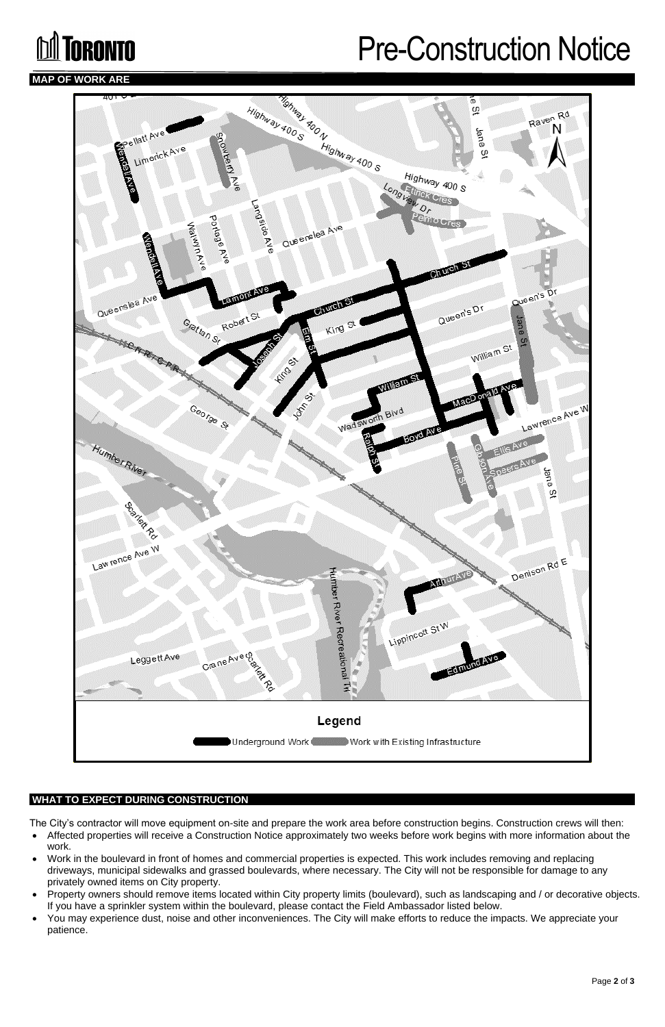# Pre-Construction Notice

## MAP OF WORK ARE

Legend

Underground Work | Work with Existing Infrastructure

## WHAT TO EXPECT DURING CONSTRUCTION

The City's contractor will move equipment on-site and prepare the work area before construction begins. Construction crews will then:

- Affected properties will receive a Construction Notice approximately two weeks before work begins with more information about the work.
- Work in the boulevard in front of homes and commercial properties is expected. This work includes removing and replacing driveways, municipal sidewalks and grassed boulevards, where necessary. The City will not be responsible for damage to any privately owned items on City property.
- Property owners should remove items located within City property limits (boulevard), such as landscaping and / or decorative objects. If you have a sprinkler system within the boulevard, please contact the Field Ambassador listed below.
- You may experience dust, noise and other inconveniences. The City will make efforts to reduce the impacts. We appreciate your patience.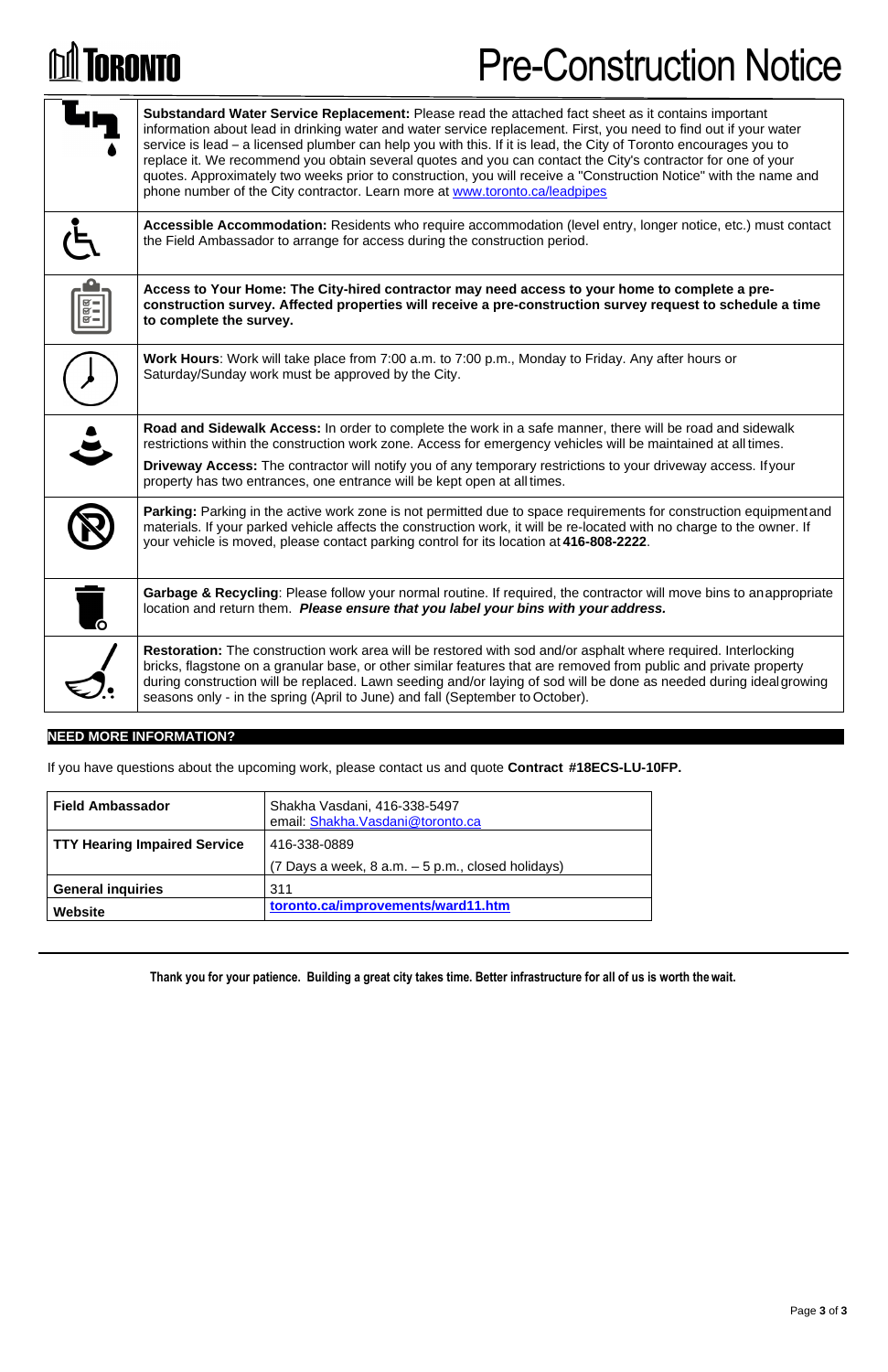# Pre-Construction Notice

**Substandard Water Service Replacement:** Please read the attached fact sheet as it contains important information about lead in drinking water and water service replacement. First, you need to find out if your water service is lead – a licensed plumber can help you with this. If it is lead, the City of Toronto encourages you to replace it. We recommend you obtain several quotes and you can contact the City's contractor for one of your quotes. Approximately two weeks prior to construction, you will receive a "Construction Notice" with the name and phone number of the City contractor. Learn more at www.toronto.ca/leadpipes

**Accessible Accommodation:** Residents who require accommodation (level entry, longer notice, etc.) must contact the Field Ambassador to arrange for access during the construction period.

**Access to Your Home: The City-hired contractor may need access to your home to complete a pre-construction survey. Affected properties will receive a pre-construction survey request to schedule a time to complete the survey.**

**Work Hours**: Work will take place from 7:00 a.m. to 7:00 p.m., Monday to Friday. Any after hours or Saturday/Sunday work must be approved by the City.

**Road and Sidewalk Access:** In order to complete the work in a safe manner, there will be road and sidewalk restrictions within the construction work zone. Access for emergency vehicles will be maintained at all times.

**Driveway Access:** The contractor will notify you of any temporary restrictions to your driveway access. If your property has two entrances, one entrance will be kept open at all times.

**Parking:** Parking in the active work zone is not permitted due to space requirements for construction equipment and materials. If your parked vehicle affects the construction work, it will be re-located with no charge to the owner. If your vehicle is moved, please contact parking control for its location at **416-808-2222**.

**Garbage & Recycling**: Please follow your normal routine. If required, the contractor will move bins to an appropriate location and return them. ***Please ensure that you label your bins with your address.***

**Restoration:** The construction work area will be restored with sod and/or asphalt where required. Interlocking bricks, flagstone on a granular base, or other similar features that are removed from public and private property during construction will be replaced. Lawn seeding and/or laying of sod will be done as needed during ideal growing seasons only - in the spring (April to June) and fall (September to October).

## NEED MORE INFORMATION?

If you have questions about the upcoming work, please contact us and quote **Contract #18ECS-LU-10FP.**

| | |
|---|---|
| **Field Ambassador** | Shakha Vasdani, 416-338-5497<br>email: Shakha.Vasdani@toronto.ca |
| **TTY Hearing Impaired Service** | 416-338-0889<br>(7 Days a week, 8 a.m. – 5 p.m., closed holidays) |
| **General inquiries** | 311 |
| **Website** | **toronto.ca/improvements/ward11.htm** |

**Thank you for your patience. Building a great city takes time. Better infrastructure for all of us is worth the wait.**